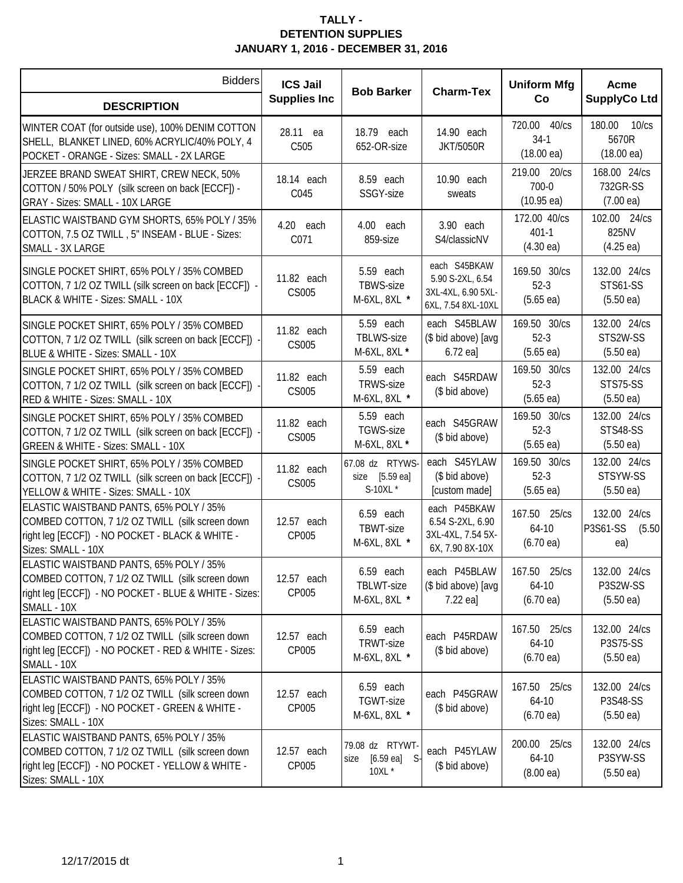# TALLY - DETENTION SUPPLIES

## JANUARY 1, 2016 - DECEMBER 31, 2016

| DESCRIPTION (Bidders) | ICS Jail Supplies Inc | Bob Barker | Charm-Tex | Uniform Mfg Co | Acme SupplyCo Ltd |
|---|---|---|---|---|---|
| WINTER COAT (for outside use), 100% DENIM COTTON SHELL, BLANKET LINED, 60% ACRYLIC/40% POLY, 4 POCKET - ORANGE - Sizes: SMALL - 2X LARGE | 28.11 ea C505 | 18.79 each 652-OR-size | 14.90 each JKT/5050R | 720.00 40/cs 34-1 (18.00 ea) | 180.00 10/cs 5670R (18.00 ea) |
| JERZEE BRAND SWEAT SHIRT, CREW NECK, 50% COTTON / 50% POLY (silk screen on back [ECCF]) - GRAY - Sizes: SMALL - 10X LARGE | 18.14 each C045 | 8.59 each SSGY-size | 10.90 each sweats | 219.00 20/cs 700-0 (10.95 ea) | 168.00 24/cs 732GR-SS (7.00 ea) |
| ELASTIC WAISTBAND GYM SHORTS, 65% POLY / 35% COTTON, 7.5 OZ TWILL , 5" INSEAM - BLUE - Sizes: SMALL - 3X LARGE | 4.20 each C071 | 4.00 each 859-size | 3.90 each S4/classicNV | 172.00 40/cs 401-1 (4.30 ea) | 102.00 24/cs 825NV (4.25 ea) |
| SINGLE POCKET SHIRT, 65% POLY / 35% COMBED COTTON, 7 1/2 OZ TWILL (silk screen on back [ECCF]) - BLACK & WHITE - Sizes: SMALL - 10X | 11.82 each CS005 | 5.59 each TBWS-size M-6XL, 8XL * | each S45BKAW 5.90 S-2XL, 6.54 3XL-4XL, 6.90 5XL-6XL, 7.54 8XL-10XL | 169.50 30/cs 52-3 (5.65 ea) | 132.00 24/cs STS61-SS (5.50 ea) |
| SINGLE POCKET SHIRT, 65% POLY / 35% COMBED COTTON, 7 1/2 OZ TWILL (silk screen on back [ECCF]) - BLUE & WHITE - Sizes: SMALL - 10X | 11.82 each CS005 | 5.59 each TBLWS-size M-6XL, 8XL * | each S45BLAW ($ bid above) [avg 6.72 ea] | 169.50 30/cs 52-3 (5.65 ea) | 132.00 24/cs STS2W-SS (5.50 ea) |
| SINGLE POCKET SHIRT, 65% POLY / 35% COMBED COTTON, 7 1/2 OZ TWILL (silk screen on back [ECCF]) - RED & WHITE - Sizes: SMALL - 10X | 11.82 each CS005 | 5.59 each TRWS-size M-6XL, 8XL * | each S45RDAW ($ bid above) | 169.50 30/cs 52-3 (5.65 ea) | 132.00 24/cs STS75-SS (5.50 ea) |
| SINGLE POCKET SHIRT, 65% POLY / 35% COMBED COTTON, 7 1/2 OZ TWILL (silk screen on back [ECCF]) - GREEN & WHITE - Sizes: SMALL - 10X | 11.82 each CS005 | 5.59 each TGWS-size M-6XL, 8XL * | each S45GRAW ($ bid above) | 169.50 30/cs 52-3 (5.65 ea) | 132.00 24/cs STS48-SS (5.50 ea) |
| SINGLE POCKET SHIRT, 65% POLY / 35% COMBED COTTON, 7 1/2 OZ TWILL (silk screen on back [ECCF]) - YELLOW & WHITE - Sizes: SMALL - 10X | 11.82 each CS005 | 67.08 dz RTYWS-size [5.59 ea] S-10XL * | each S45YLAW ($ bid above) [custom made] | 169.50 30/cs 52-3 (5.65 ea) | 132.00 24/cs STSYW-SS (5.50 ea) |
| ELASTIC WAISTBAND PANTS, 65% POLY / 35% COMBED COTTON, 7 1/2 OZ TWILL (silk screen down right leg [ECCF]) - NO POCKET - BLACK & WHITE - Sizes: SMALL - 10X | 12.57 each CP005 | 6.59 each TBWT-size M-6XL, 8XL * | each P45BKAW 6.54 S-2XL, 6.90 3XL-4XL, 7.54 5X-6X, 7.90 8X-10X | 167.50 25/cs 64-10 (6.70 ea) | 132.00 24/cs P3S61-SS (5.50 ea) |
| ELASTIC WAISTBAND PANTS, 65% POLY / 35% COMBED COTTON, 7 1/2 OZ TWILL (silk screen down right leg [ECCF]) - NO POCKET - BLUE & WHITE - Sizes: SMALL - 10X | 12.57 each CP005 | 6.59 each TBLWT-size M-6XL, 8XL * | each P45BLAW ($ bid above) [avg 7.22 ea] | 167.50 25/cs 64-10 (6.70 ea) | 132.00 24/cs P3S2W-SS (5.50 ea) |
| ELASTIC WAISTBAND PANTS, 65% POLY / 35% COMBED COTTON, 7 1/2 OZ TWILL (silk screen down right leg [ECCF]) - NO POCKET - RED & WHITE - Sizes: SMALL - 10X | 12.57 each CP005 | 6.59 each TRWT-size M-6XL, 8XL * | each P45RDAW ($ bid above) | 167.50 25/cs 64-10 (6.70 ea) | 132.00 24/cs P3S75-SS (5.50 ea) |
| ELASTIC WAISTBAND PANTS, 65% POLY / 35% COMBED COTTON, 7 1/2 OZ TWILL (silk screen down right leg [ECCF]) - NO POCKET - GREEN & WHITE - Sizes: SMALL - 10X | 12.57 each CP005 | 6.59 each TGWT-size M-6XL, 8XL * | each P45GRAW ($ bid above) | 167.50 25/cs 64-10 (6.70 ea) | 132.00 24/cs P3S48-SS (5.50 ea) |
| ELASTIC WAISTBAND PANTS, 65% POLY / 35% COMBED COTTON, 7 1/2 OZ TWILL (silk screen down right leg [ECCF]) - NO POCKET - YELLOW & WHITE - Sizes: SMALL - 10X | 12.57 each CP005 | 79.08 dz RTYWT-size [6.59 ea] S-10XL * | each P45YLAW ($ bid above) | 200.00 25/cs 64-10 (8.00 ea) | 132.00 24/cs P3SYW-SS (5.50 ea) |

12/17/2015 dt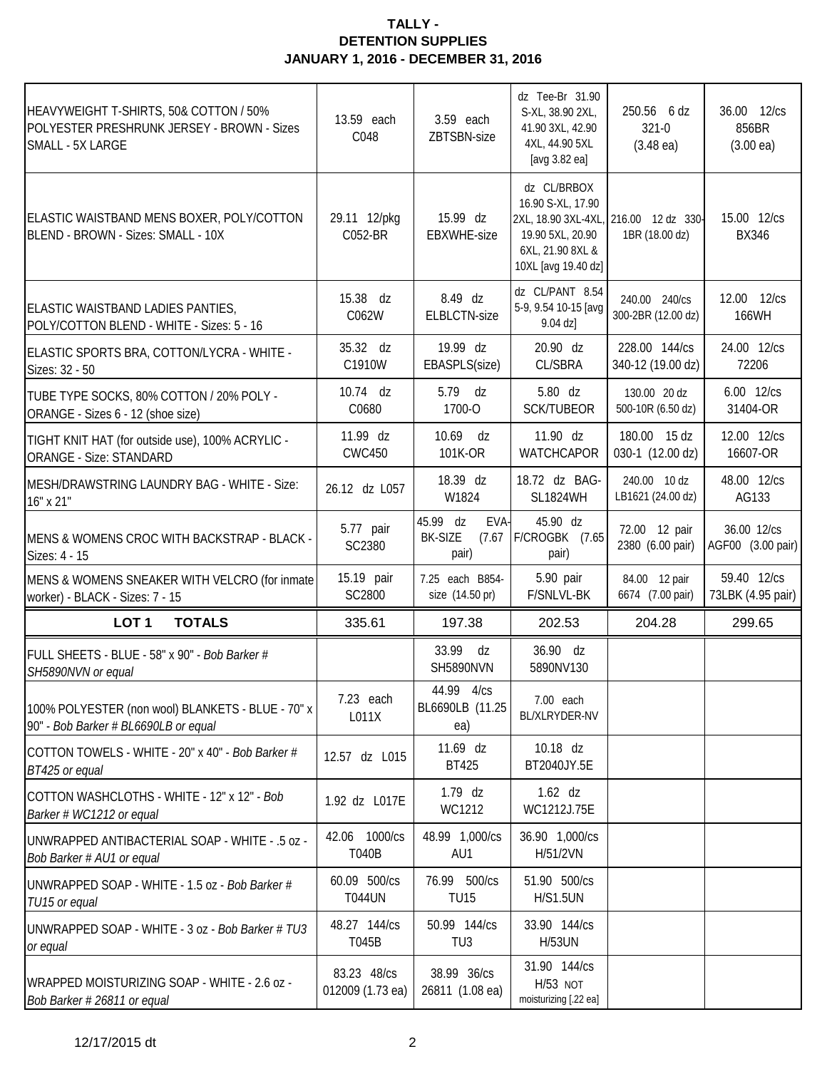**TALLY -**
**DETENTION SUPPLIES**
**JANUARY 1, 2016 - DECEMBER 31, 2016**

| | | | | | |
|---|---|---|---|---|---|
| HEAVYWEIGHT T-SHIRTS, 50& COTTON / 50% POLYESTER PRESHRUNK JERSEY - BROWN - Sizes SMALL - 5X LARGE | 13.59 each C048 | 3.59 each ZBTSBN-size | dz Tee-Br 31.90 S-XL, 38.90 2XL, 41.90 3XL, 42.90 4XL, 44.90 5XL [avg 3.82 ea] | 250.56 6 dz 321-0 (3.48 ea) | 36.00 12/cs 856BR (3.00 ea) |
| ELASTIC WAISTBAND MENS BOXER, POLY/COTTON BLEND - BROWN - Sizes: SMALL - 10X | 29.11 12/pkg C052-BR | 15.99 dz EBXWHE-size | dz CL/BRBOX 16.90 S-XL, 17.90 2XL, 18.90 3XL-4XL, 19.90 5XL, 20.90 6XL, 21.90 8XL & 10XL [avg 19.40 dz] | 216.00 12 dz 330-1BR (18.00 dz) | 15.00 12/cs BX346 |
| ELASTIC WAISTBAND LADIES PANTIES, POLY/COTTON BLEND - WHITE - Sizes: 5 - 16 | 15.38 dz C062W | 8.49 dz ELBLCTN-size | dz CL/PANT 8.54 5-9, 9.54 10-15 [avg 9.04 dz] | 240.00 240/cs 300-2BR (12.00 dz) | 12.00 12/cs 166WH |
| ELASTIC SPORTS BRA, COTTON/LYCRA - WHITE - Sizes: 32 - 50 | 35.32 dz C1910W | 19.99 dz EBASPLS(size) | 20.90 dz CL/SBRA | 228.00 144/cs 340-12 (19.00 dz) | 24.00 12/cs 72206 |
| TUBE TYPE SOCKS, 80% COTTON / 20% POLY - ORANGE - Sizes 6 - 12 (shoe size) | 10.74 dz C0680 | 5.79 dz 1700-O | 5.80 dz SCK/TUBEOR | 130.00 20 dz 500-10R (6.50 dz) | 6.00 12/cs 31404-OR |
| TIGHT KNIT HAT (for outside use), 100% ACRYLIC - ORANGE - Size: STANDARD | 11.99 dz CWC450 | 10.69 dz 101K-OR | 11.90 dz WATCHCAPOR | 180.00 15 dz 030-1 (12.00 dz) | 12.00 12/cs 16607-OR |
| MESH/DRAWSTRING LAUNDRY BAG - WHITE - Size: 16" x 21" | 26.12 dz L057 | 18.39 dz W1824 | 18.72 dz BAG-SL1824WH | 240.00 10 dz LB1621 (24.00 dz) | 48.00 12/cs AG133 |
| MENS & WOMENS CROC WITH BACKSTRAP - BLACK - Sizes: 4 - 15 | 5.77 pair SC2380 | 45.99 dz EVA-BK-SIZE (7.67 pair) | 45.90 dz F/CROGBK (7.65 pair) | 72.00 12 pair 2380 (6.00 pair) | 36.00 12/cs AGF00 (3.00 pair) |
| MENS & WOMENS SNEAKER WITH VELCRO (for inmate worker) - BLACK - Sizes: 7 - 15 | 15.19 pair SC2800 | 7.25 each B854-size (14.50 pr) | 5.90 pair F/SNLVL-BK | 84.00 12 pair 6674 (7.00 pair) | 59.40 12/cs 73LBK (4.95 pair) |
| **LOT 1 TOTALS** | 335.61 | 197.38 | 202.53 | 204.28 | 299.65 |
| FULL SHEETS - BLUE - 58" x 90" - *Bob Barker # SH5890NVN or equal* | | 33.99 dz SH5890NVN | 36.90 dz 5890NV130 | | |
| 100% POLYESTER (non wool) BLANKETS - BLUE - 70" x 90" - *Bob Barker # BL6690LB or equal* | 7.23 each L011X | 44.99 4/cs BL6690LB (11.25 ea) | 7.00 each BL/XLRYDER-NV | | |
| COTTON TOWELS - WHITE - 20" x 40" - *Bob Barker # BT425 or equal* | 12.57 dz L015 | 11.69 dz BT425 | 10.18 dz BT2040JY.5E | | |
| COTTON WASHCLOTHS - WHITE - 12" x 12" - *Bob Barker # WC1212 or equal* | 1.92 dz L017E | 1.79 dz WC1212 | 1.62 dz WC1212J.75E | | |
| UNWRAPPED ANTIBACTERIAL SOAP - WHITE - .5 oz - *Bob Barker # AU1 or equal* | 42.06 1000/cs T040B | 48.99 1,000/cs AU1 | 36.90 1,000/cs H/51/2VN | | |
| UNWRAPPED SOAP - WHITE - 1.5 oz - *Bob Barker # TU15 or equal* | 60.09 500/cs T044UN | 76.99 500/cs TU15 | 51.90 500/cs H/S1.5UN | | |
| UNWRAPPED SOAP - WHITE - 3 oz - *Bob Barker # TU3 or equal* | 48.27 144/cs T045B | 50.99 144/cs TU3 | 33.90 144/cs H/53UN | | |
| WRAPPED MOISTURIZING SOAP - WHITE - 2.6 oz - *Bob Barker # 26811 or equal* | 83.23 48/cs 012009 (1.73 ea) | 38.99 36/cs 26811 (1.08 ea) | 31.90 144/cs H/53 NOT moisturizing [.22 ea] | | |

12/17/2015 dt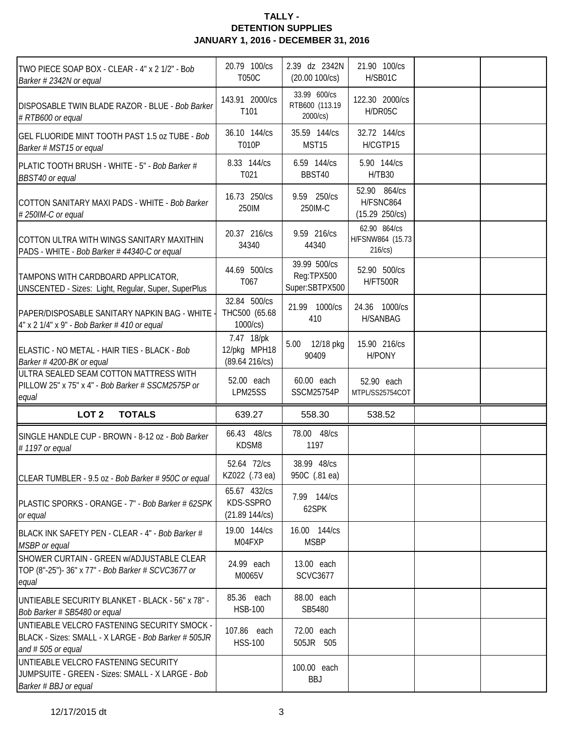**TALLY -**
**DETENTION SUPPLIES**
**JANUARY 1, 2016 - DECEMBER 31, 2016**

| | | | | | |
|---|---|---|---|---|---|
| TWO PIECE SOAP BOX - CLEAR - 4" x 2 1/2" - *Bob Barker # 2342N or equal* | 20.79 100/cs T050C | 2.39 dz 2342N (20.00 100/cs) | 21.90 100/cs H/SB01C | | |
| DISPOSABLE TWIN BLADE RAZOR - BLUE - *Bob Barker # RTB600 or equal* | 143.91 2000/cs T101 | 33.99 600/cs RTB600 (113.19 2000/cs) | 122.30 2000/cs H/DR05C | | |
| GEL FLUORIDE MINT TOOTH PAST 1.5 oz TUBE - *Bob Barker # MST15 or equal* | 36.10 144/cs T010P | 35.59 144/cs MST15 | 32.72 144/cs H/CGTP15 | | |
| PLATIC TOOTH BRUSH - WHITE - 5" - *Bob Barker # BBST40 or equal* | 8.33 144/cs T021 | 6.59 144/cs BBST40 | 5.90 144/cs H/TB30 | | |
| COTTON SANITARY MAXI PADS - WHITE - *Bob Barker # 250IM-C or equal* | 16.73 250/cs 250IM | 9.59 250/cs 250IM-C | 52.90 864/cs H/FSNC864 (15.29 250/cs) | | |
| COTTON ULTRA WITH WINGS SANITARY MAXITHIN PADS - WHITE - *Bob Barker # 44340-C or equal* | 20.37 216/cs 34340 | 9.59 216/cs 44340 | 62.90 864/cs H/FSNW864 (15.73 216/cs) | | |
| TAMPONS WITH CARDBOARD APPLICATOR, UNSCENTED - Sizes: Light, Regular, Super, SuperPlus | 44.69 500/cs T067 | 39.99 500/cs Reg:TPX500 Super:SBTPX500 | 52.90 500/cs H/FT500R | | |
| PAPER/DISPOSABLE SANITARY NAPKIN BAG - WHITE - 4" x 2 1/4" x 9" - *Bob Barker # 410 or equal* | 32.84 500/cs THC500 (65.68 1000/cs) | 21.99 1000/cs 410 | 24.36 1000/cs H/SANBAG | | |
| ELASTIC - NO METAL - HAIR TIES - BLACK - *Bob Barker # 4200-BK or equal* | 7.47 18/pk 12/pkg MPH18 (89.64 216/cs) | 5.00 12/18 pkg 90409 | 15.90 216/cs H/PONY | | |
| ULTRA SEALED SEAM COTTON MATTRESS WITH PILLOW 25" x 75" x 4" - *Bob Barker # SSCM2575P or equal* | 52.00 each LPM25SS | 60.00 each SSCM25754P | 52.90 each MTPL/SS25754COT | | |
| **LOT 2 TOTALS** | 639.27 | 558.30 | 538.52 | | |
| SINGLE HANDLE CUP - BROWN - 8-12 oz - *Bob Barker # 1197 or equal* | 66.43 48/cs KDSM8 | 78.00 48/cs 1197 | | | |
| CLEAR TUMBLER - 9.5 oz - *Bob Barker # 950C or equal* | 52.64 72/cs KZ022 (.73 ea) | 38.99 48/cs 950C (.81 ea) | | | |
| PLASTIC SPORKS - ORANGE - 7" - *Bob Barker # 62SPK or equal* | 65.67 432/cs KDS-SSPRO (21.89 144/cs) | 7.99 144/cs 62SPK | | | |
| BLACK INK SAFETY PEN - CLEAR - 4" - *Bob Barker # MSBP or equal* | 19.00 144/cs M04FXP | 16.00 144/cs MSBP | | | |
| SHOWER CURTAIN - GREEN w/ADJUSTABLE CLEAR TOP (8"-25")- 36" x 77" - *Bob Barker # SCVC3677 or equal* | 24.99 each M0065V | 13.00 each SCVC3677 | | | |
| UNTIEABLE SECURITY BLANKET - BLACK - 56" x 78" - *Bob Barker # SB5480 or equal* | 85.36 each HSB-100 | 88.00 each SB5480 | | | |
| UNTIEABLE VELCRO FASTENING SECURITY SMOCK - BLACK - Sizes: SMALL - X LARGE - *Bob Barker # 505JR and # 505 or equal* | 107.86 each HSS-100 | 72.00 each 505JR 505 | | | |
| UNTIEABLE VELCRO FASTENING SECURITY JUMPSUITE - GREEN - Sizes: SMALL - X LARGE - *Bob Barker # BBJ or equal* | | 100.00 each BBJ | | | |

12/17/2015 dt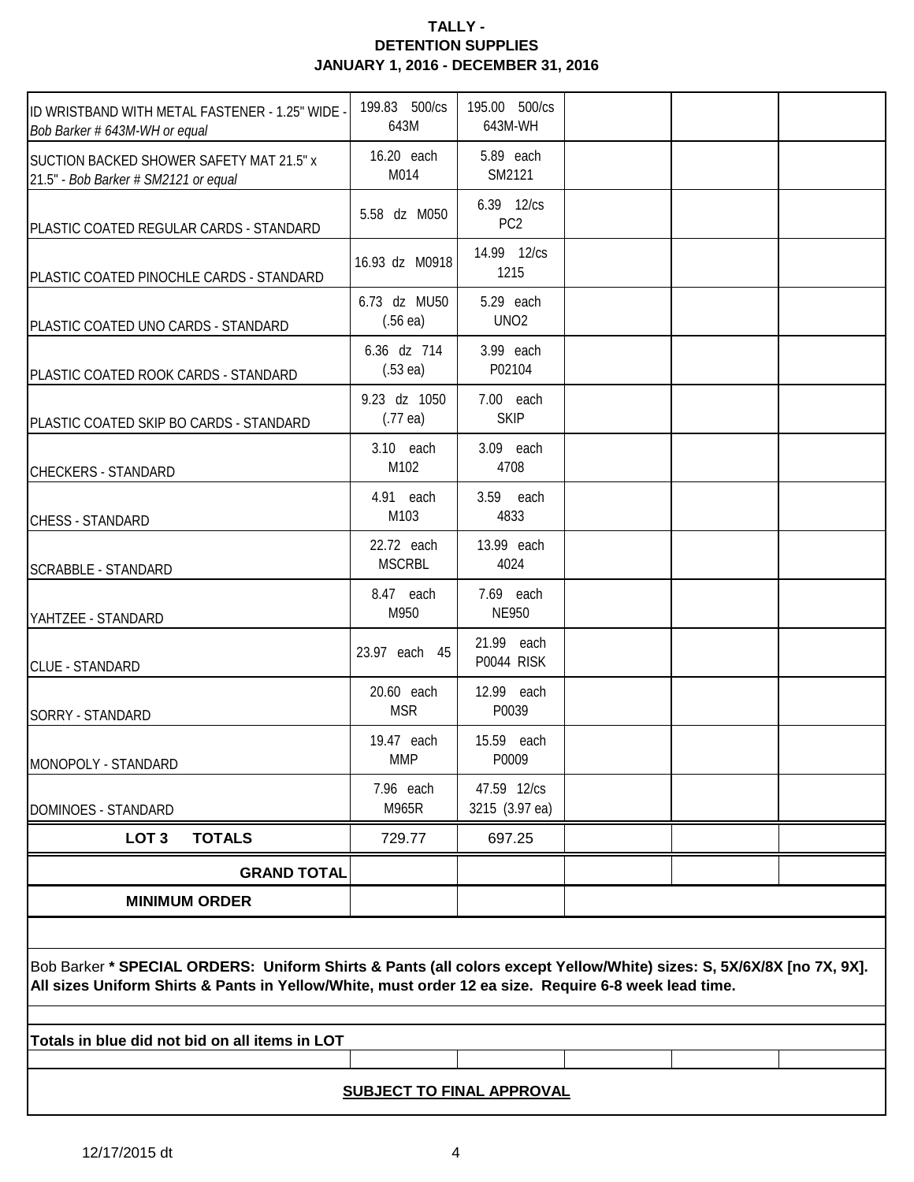**TALLY -**
**DETENTION SUPPLIES**
**JANUARY 1, 2016 - DECEMBER 31, 2016**

| | | | | | |
|---|---|---|---|---|---|
| ID WRISTBAND WITH METAL FASTENER - 1.25" WIDE - *Bob Barker # 643M-WH or equal* | 199.83 500/cs 643M | 195.00 500/cs 643M-WH | | | |
| SUCTION BACKED SHOWER SAFETY MAT 21.5" x 21.5" - *Bob Barker # SM2121 or equal* | 16.20 each M014 | 5.89 each SM2121 | | | |
| PLASTIC COATED REGULAR CARDS - STANDARD | 5.58 dz M050 | 6.39 12/cs PC2 | | | |
| PLASTIC COATED PINOCHLE CARDS - STANDARD | 16.93 dz M0918 | 14.99 12/cs 1215 | | | |
| PLASTIC COATED UNO CARDS - STANDARD | 6.73 dz MU50 (.56 ea) | 5.29 each UNO2 | | | |
| PLASTIC COATED ROOK CARDS - STANDARD | 6.36 dz 714 (.53 ea) | 3.99 each P02104 | | | |
| PLASTIC COATED SKIP BO CARDS - STANDARD | 9.23 dz 1050 (.77 ea) | 7.00 each SKIP | | | |
| CHECKERS - STANDARD | 3.10 each M102 | 3.09 each 4708 | | | |
| CHESS - STANDARD | 4.91 each M103 | 3.59 each 4833 | | | |
| SCRABBLE - STANDARD | 22.72 each MSCRBL | 13.99 each 4024 | | | |
| YAHTZEE - STANDARD | 8.47 each M950 | 7.69 each NE950 | | | |
| CLUE - STANDARD | 23.97 each 45 | 21.99 each P0044 RISK | | | |
| SORRY - STANDARD | 20.60 each MSR | 12.99 each P0039 | | | |
| MONOPOLY - STANDARD | 19.47 each MMP | 15.59 each P0009 | | | |
| DOMINOES - STANDARD | 7.96 each M965R | 47.59 12/cs 3215 (3.97 ea) | | | |
| **LOT 3 TOTALS** | 729.77 | 697.25 | | | |
| **GRAND TOTAL** | | | | | |
| **MINIMUM ORDER** | | | | | |

Bob Barker **\* SPECIAL ORDERS: Uniform Shirts & Pants (all colors except Yellow/White) sizes: S, 5X/6X/8X [no 7X, 9X]. All sizes Uniform Shirts & Pants in Yellow/White, must order 12 ea size. Require 6-8 week lead time.**

**Totals in blue did not bid on all items in LOT**

**SUBJECT TO FINAL APPROVAL**

12/17/2015 dt